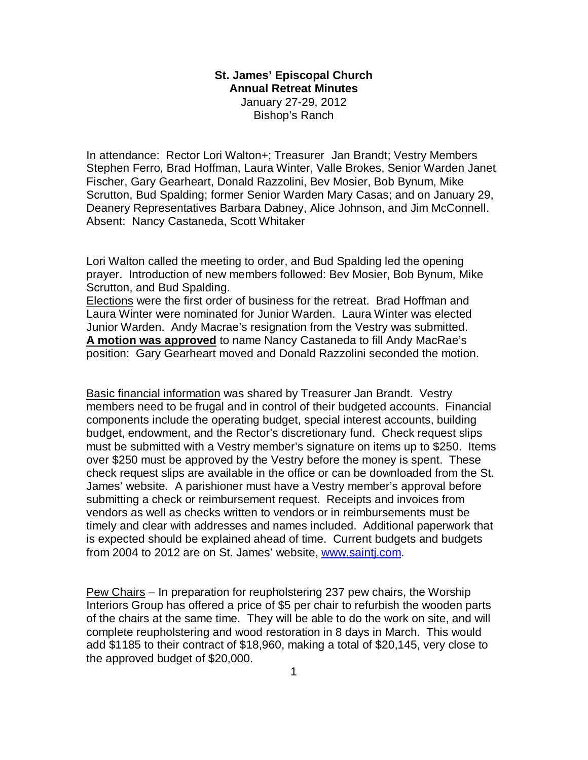**St. James' Episcopal Church**
**Annual Retreat Minutes**
January 27-29, 2012
Bishop's Ranch

In attendance: Rector Lori Walton+; Treasurer Jan Brandt; Vestry Members Stephen Ferro, Brad Hoffman, Laura Winter, Valle Brokes, Senior Warden Janet Fischer, Gary Gearheart, Donald Razzolini, Bev Mosier, Bob Bynum, Mike Scrutton, Bud Spalding; former Senior Warden Mary Casas; and on January 29, Deanery Representatives Barbara Dabney, Alice Johnson, and Jim McConnell. Absent: Nancy Castaneda, Scott Whitaker

Lori Walton called the meeting to order, and Bud Spalding led the opening prayer. Introduction of new members followed: Bev Mosier, Bob Bynum, Mike Scrutton, and Bud Spalding.
Elections were the first order of business for the retreat. Brad Hoffman and Laura Winter were nominated for Junior Warden. Laura Winter was elected Junior Warden. Andy Macrae's resignation from the Vestry was submitted. **A motion was approved** to name Nancy Castaneda to fill Andy MacRae's position: Gary Gearheart moved and Donald Razzolini seconded the motion.

Basic financial information was shared by Treasurer Jan Brandt. Vestry members need to be frugal and in control of their budgeted accounts. Financial components include the operating budget, special interest accounts, building budget, endowment, and the Rector's discretionary fund. Check request slips must be submitted with a Vestry member's signature on items up to $250. Items over $250 must be approved by the Vestry before the money is spent. These check request slips are available in the office or can be downloaded from the St. James' website. A parishioner must have a Vestry member's approval before submitting a check or reimbursement request. Receipts and invoices from vendors as well as checks written to vendors or in reimbursements must be timely and clear with addresses and names included. Additional paperwork that is expected should be explained ahead of time. Current budgets and budgets from 2004 to 2012 are on St. James' website, [www.saintj.com](http://www.saintj.com).

Pew Chairs – In preparation for reupholstering 237 pew chairs, the Worship Interiors Group has offered a price of $5 per chair to refurbish the wooden parts of the chairs at the same time. They will be able to do the work on site, and will complete reupholstering and wood restoration in 8 days in March. This would add $1185 to their contract of $18,960, making a total of $20,145, very close to the approved budget of $20,000.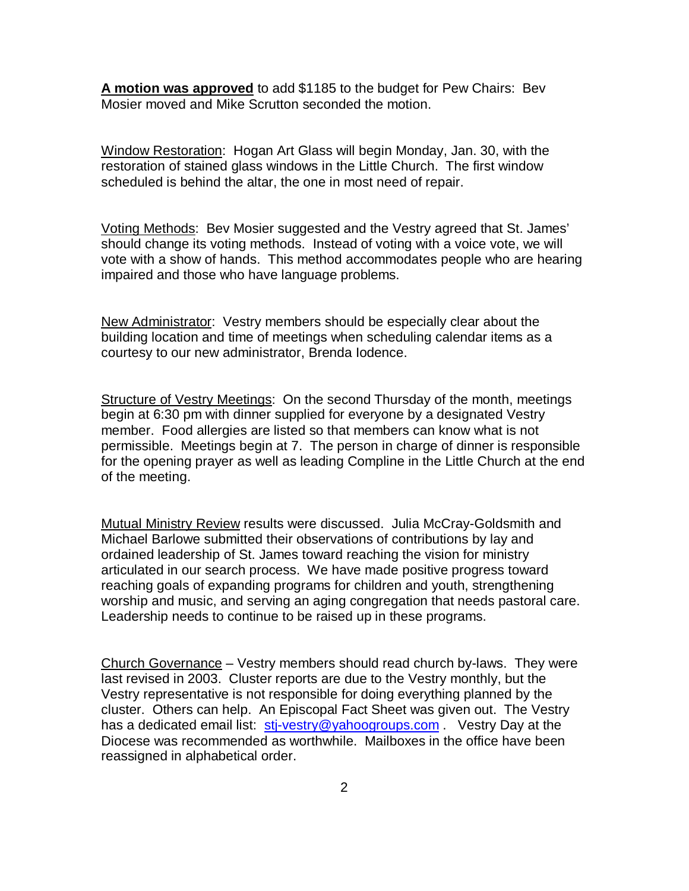**A motion was approved** to add $1185 to the budget for Pew Chairs: Bev Mosier moved and Mike Scrutton seconded the motion.

Window Restoration: Hogan Art Glass will begin Monday, Jan. 30, with the restoration of stained glass windows in the Little Church. The first window scheduled is behind the altar, the one in most need of repair.

Voting Methods: Bev Mosier suggested and the Vestry agreed that St. James' should change its voting methods. Instead of voting with a voice vote, we will vote with a show of hands. This method accommodates people who are hearing impaired and those who have language problems.

New Administrator: Vestry members should be especially clear about the building location and time of meetings when scheduling calendar items as a courtesy to our new administrator, Brenda Iodence.

Structure of Vestry Meetings: On the second Thursday of the month, meetings begin at 6:30 pm with dinner supplied for everyone by a designated Vestry member. Food allergies are listed so that members can know what is not permissible. Meetings begin at 7. The person in charge of dinner is responsible for the opening prayer as well as leading Compline in the Little Church at the end of the meeting.

Mutual Ministry Review results were discussed. Julia McCray-Goldsmith and Michael Barlowe submitted their observations of contributions by lay and ordained leadership of St. James toward reaching the vision for ministry articulated in our search process. We have made positive progress toward reaching goals of expanding programs for children and youth, strengthening worship and music, and serving an aging congregation that needs pastoral care. Leadership needs to continue to be raised up in these programs.

Church Governance – Vestry members should read church by-laws. They were last revised in 2003. Cluster reports are due to the Vestry monthly, but the Vestry representative is not responsible for doing everything planned by the cluster. Others can help. An Episcopal Fact Sheet was given out. The Vestry has a dedicated email list: stj-vestry@yahoogroups.com . Vestry Day at the Diocese was recommended as worthwhile. Mailboxes in the office have been reassigned in alphabetical order.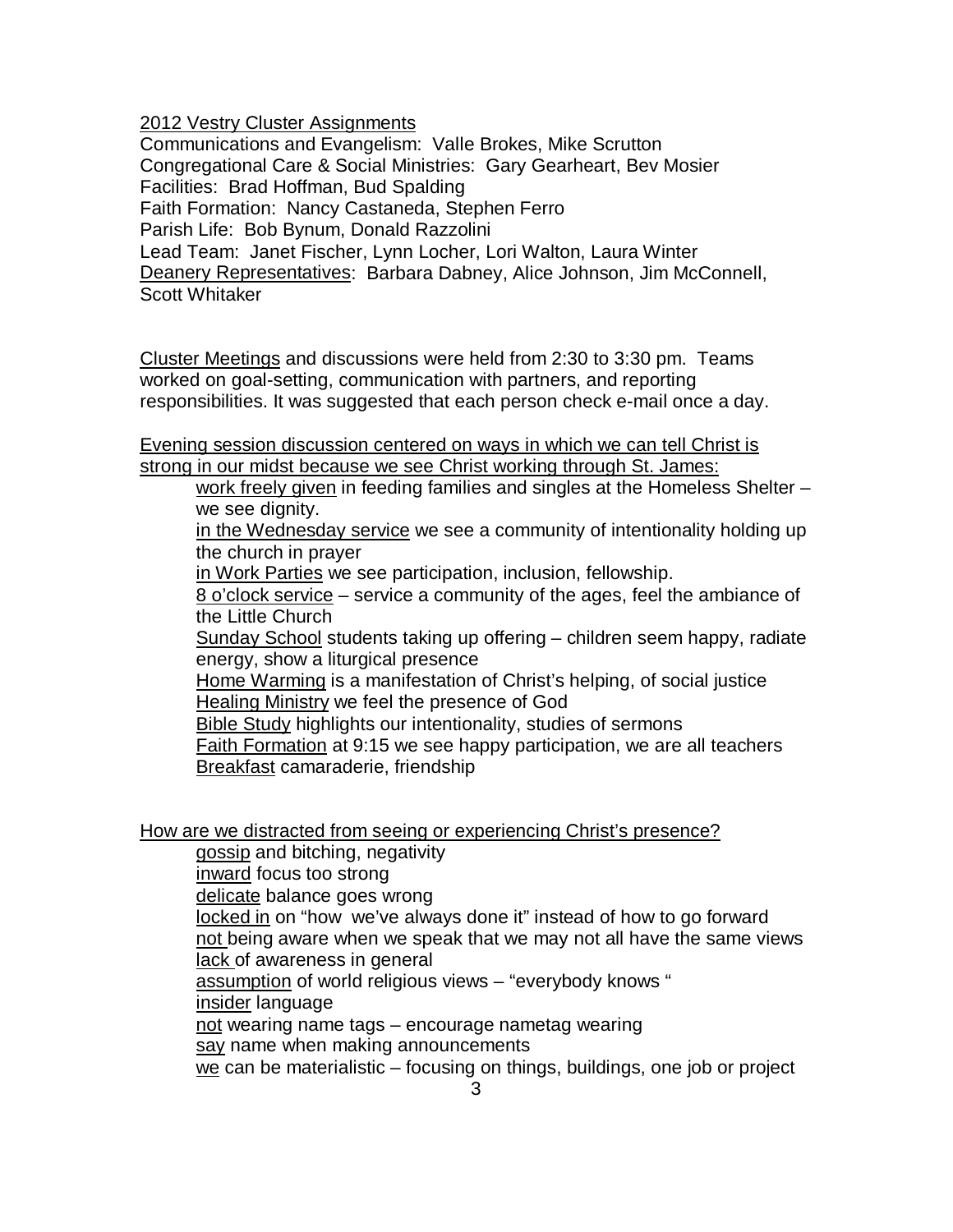2012 Vestry Cluster Assignments

Communications and Evangelism: Valle Brokes, Mike Scrutton
Congregational Care & Social Ministries: Gary Gearheart, Bev Mosier
Facilities: Brad Hoffman, Bud Spalding
Faith Formation: Nancy Castaneda, Stephen Ferro
Parish Life: Bob Bynum, Donald Razzolini
Lead Team: Janet Fischer, Lynn Locher, Lori Walton, Laura Winter
Deanery Representatives: Barbara Dabney, Alice Johnson, Jim McConnell, Scott Whitaker

Cluster Meetings and discussions were held from 2:30 to 3:30 pm. Teams worked on goal-setting, communication with partners, and reporting responsibilities. It was suggested that each person check e-mail once a day.

Evening session discussion centered on ways in which we can tell Christ is strong in our midst because we see Christ working through St. James:

- work freely given in feeding families and singles at the Homeless Shelter – we see dignity.
- in the Wednesday service we see a community of intentionality holding up the church in prayer
- in Work Parties we see participation, inclusion, fellowship.
- 8 o'clock service – service a community of the ages, feel the ambiance of the Little Church
- Sunday School students taking up offering – children seem happy, radiate energy, show a liturgical presence
- Home Warming is a manifestation of Christ's helping, of social justice
- Healing Ministry we feel the presence of God
- Bible Study highlights our intentionality, studies of sermons
- Faith Formation at 9:15 we see happy participation, we are all teachers
- Breakfast camaraderie, friendship

How are we distracted from seeing or experiencing Christ's presence?

- gossip and bitching, negativity
- inward focus too strong
- delicate balance goes wrong
- locked in on "how we've always done it" instead of how to go forward
- not being aware when we speak that we may not all have the same views
- lack of awareness in general
- assumption of world religious views – "everybody knows "
- insider language
- not wearing name tags – encourage nametag wearing
- say name when making announcements
- we can be materialistic – focusing on things, buildings, one job or project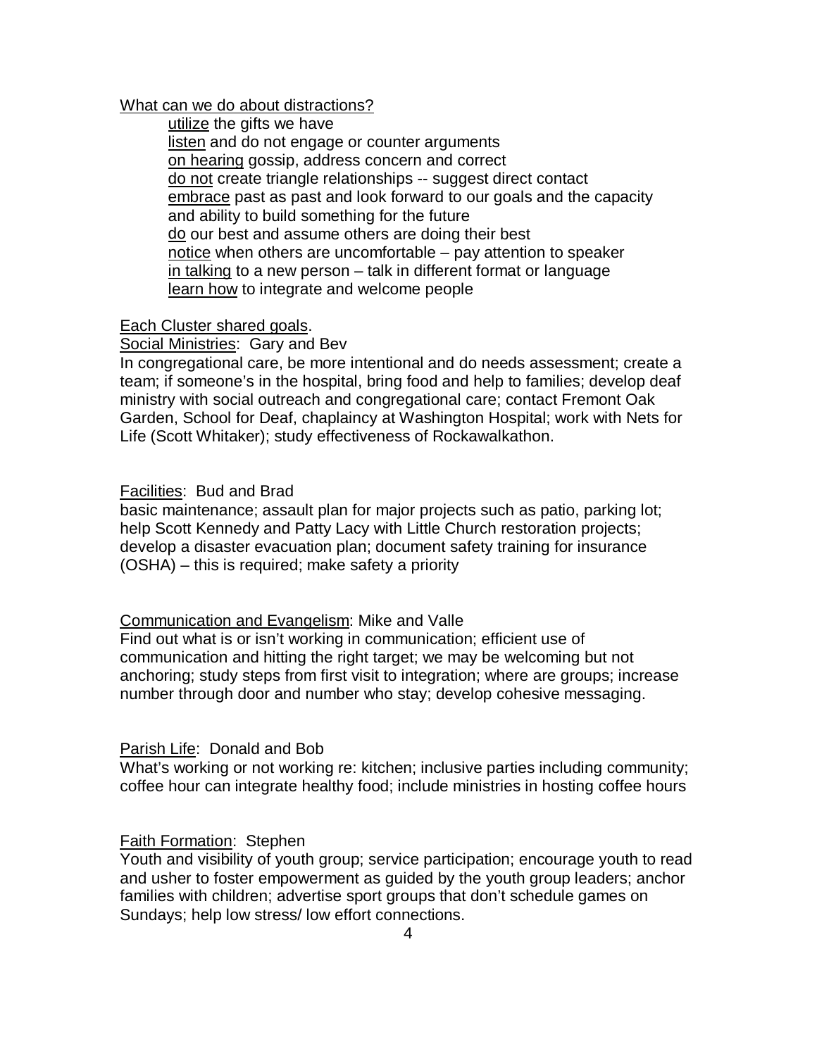What can we do about distractions?

- utilize the gifts we have
- listen and do not engage or counter arguments
- on hearing gossip, address concern and correct
- do not create triangle relationships -- suggest direct contact
- embrace past as past and look forward to our goals and the capacity and ability to build something for the future
- do our best and assume others are doing their best
- notice when others are uncomfortable – pay attention to speaker
- in talking to a new person – talk in different format or language
- learn how to integrate and welcome people

Each Cluster shared goals.

Social Ministries: Gary and Bev

In congregational care, be more intentional and do needs assessment; create a team; if someone's in the hospital, bring food and help to families; develop deaf ministry with social outreach and congregational care; contact Fremont Oak Garden, School for Deaf, chaplaincy at Washington Hospital; work with Nets for Life (Scott Whitaker); study effectiveness of Rockawalkathon.

Facilities: Bud and Brad

basic maintenance; assault plan for major projects such as patio, parking lot; help Scott Kennedy and Patty Lacy with Little Church restoration projects; develop a disaster evacuation plan; document safety training for insurance (OSHA) – this is required; make safety a priority

Communication and Evangelism: Mike and Valle

Find out what is or isn't working in communication; efficient use of communication and hitting the right target; we may be welcoming but not anchoring; study steps from first visit to integration; where are groups; increase number through door and number who stay; develop cohesive messaging.

Parish Life: Donald and Bob

What's working or not working re: kitchen; inclusive parties including community; coffee hour can integrate healthy food; include ministries in hosting coffee hours

Faith Formation: Stephen

Youth and visibility of youth group; service participation; encourage youth to read and usher to foster empowerment as guided by the youth group leaders; anchor families with children; advertise sport groups that don't schedule games on Sundays; help low stress/ low effort connections.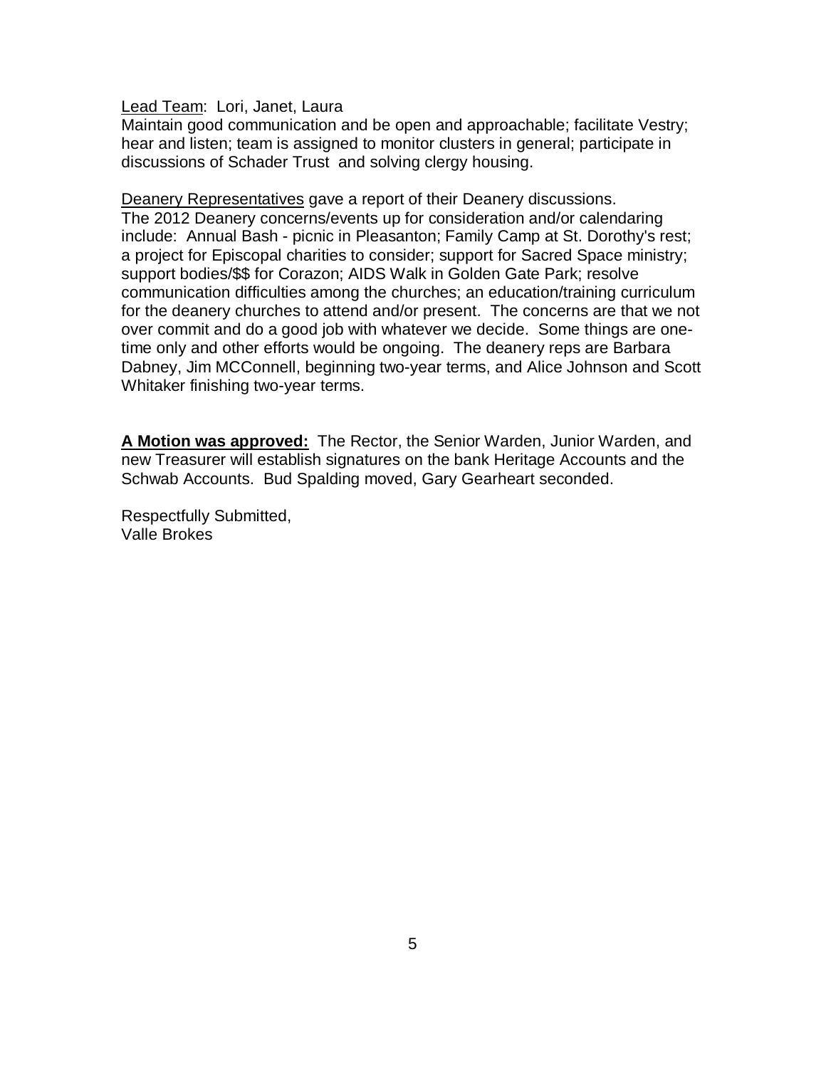Lead Team: Lori, Janet, Laura
Maintain good communication and be open and approachable; facilitate Vestry; hear and listen; team is assigned to monitor clusters in general; participate in discussions of Schader Trust and solving clergy housing.

Deanery Representatives gave a report of their Deanery discussions.
The 2012 Deanery concerns/events up for consideration and/or calendaring include: Annual Bash - picnic in Pleasanton; Family Camp at St. Dorothy's rest; a project for Episcopal charities to consider; support for Sacred Space ministry; support bodies/$$ for Corazon; AIDS Walk in Golden Gate Park; resolve communication difficulties among the churches; an education/training curriculum for the deanery churches to attend and/or present. The concerns are that we not over commit and do a good job with whatever we decide. Some things are one-time only and other efforts would be ongoing. The deanery reps are Barbara Dabney, Jim MCConnell, beginning two-year terms, and Alice Johnson and Scott Whitaker finishing two-year terms.

**A Motion was approved:** The Rector, the Senior Warden, Junior Warden, and new Treasurer will establish signatures on the bank Heritage Accounts and the Schwab Accounts. Bud Spalding moved, Gary Gearheart seconded.

Respectfully Submitted,
Valle Brokes